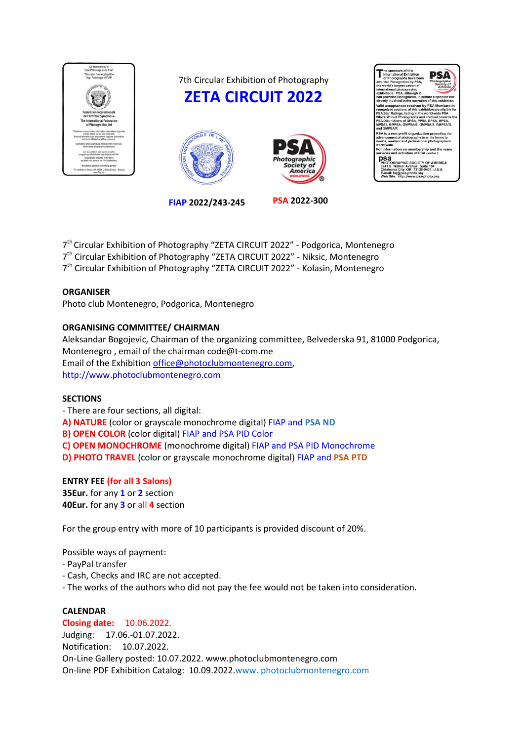7th Circular Exhibition of Photography

# ZETA CIRCUIT 2022

**FIAP 2022/243-245** **PSA 2022-300**

7th Circular Exhibition of Photography “ZETA CIRCUIT 2022” - Podgorica, Montenegro
7th Circular Exhibition of Photography “ZETA CIRCUIT 2022” - Niksic, Montenegro
7th Circular Exhibition of Photography “ZETA CIRCUIT 2022” - Kolasin, Montenegro

**ORGANISER**
Photo club Montenegro, Podgorica, Montenegro

**ORGANISING COMMITTEE/ CHAIRMAN**
Aleksandar Bogojevic, Chairman of the organizing committee, Belvederska 91, 81000 Podgorica, Montenegro , email of the chairman code@t-com.me
Email of the Exhibition office@photoclubmontenegro.com,
http://www.photoclubmontenegro.com

**SECTIONS**
- There are four sections, all digital:
**A) NATURE** (color or grayscale monochrome digital) FIAP and **PSA ND**
**B) OPEN COLOR** (color digital) FIAP and PSA PID Color
**C) OPEN MONOCHROME** (monochrome digital) FIAP and PSA PID Monochrome
**D) PHOTO TRAVEL** (color or grayscale monochrome digital) FIAP and **PSA PTD**

**ENTRY FEE (for all 3 Salons)**
**35Eur.** for any **1** or **2** section
**40Eur.** for any **3** or all **4** section

For the group entry with more of 10 participants is provided discount of 20%.

Possible ways of payment:
- PayPal transfer
- Cash, Checks and IRC are not accepted.
- The works of the authors who did not pay the fee would not be taken into consideration.

**CALENDAR**
**Closing date:** 10.06.2022.
Judging: 17.06.-01.07.2022.
Notification: 10.07.2022.
On-Line Gallery posted: 10.07.2022. www.photoclubmontenegro.com
On-line PDF Exhibition Catalog: 10.09.2022.www. photoclubmontenegro.com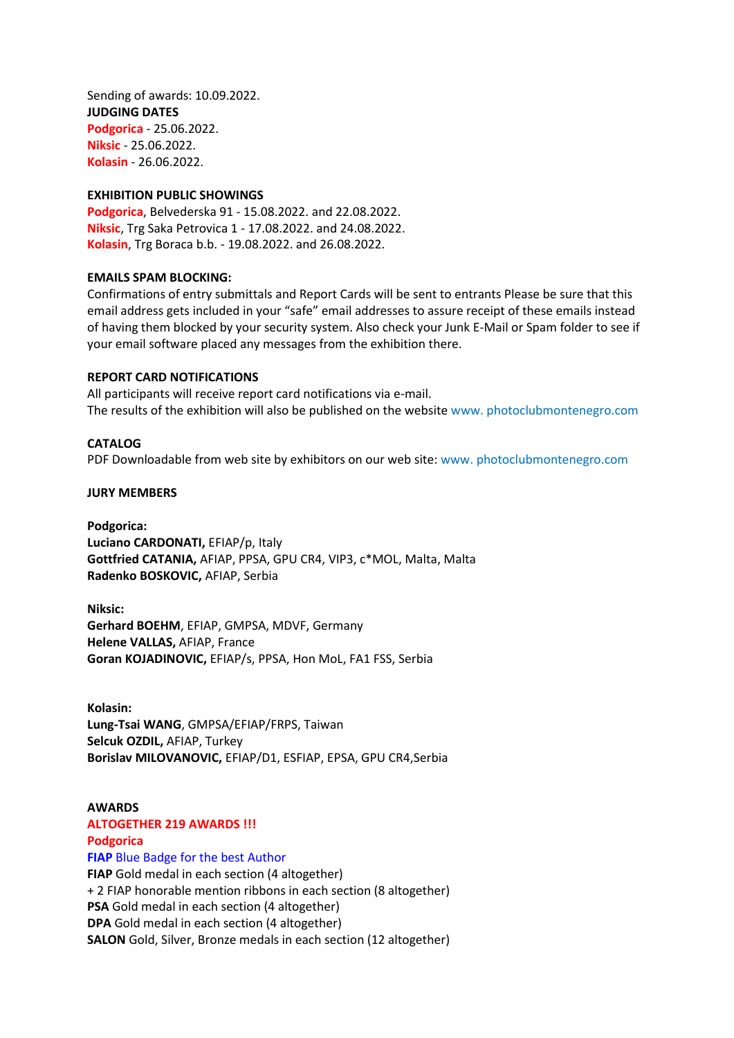Sending of awards: 10.09.2022.

**JUDGING DATES**

**Podgorica** - 25.06.2022.
**Niksic** - 25.06.2022.
**Kolasin** - 26.06.2022.

**EXHIBITION PUBLIC SHOWINGS**

**Podgorica**, Belvederska 91 - 15.08.2022. and 22.08.2022.
**Niksic**, Trg Saka Petrovica 1 - 17.08.2022. and 24.08.2022.
**Kolasin**, Trg Boraca b.b. - 19.08.2022. and 26.08.2022.

**EMAILS SPAM BLOCKING:**

Confirmations of entry submittals and Report Cards will be sent to entrants Please be sure that this email address gets included in your "safe" email addresses to assure receipt of these emails instead of having them blocked by your security system. Also check your Junk E-Mail or Spam folder to see if your email software placed any messages from the exhibition there.

**REPORT CARD NOTIFICATIONS**

All participants will receive report card notifications via e-mail.
The results of the exhibition will also be published on the website www. photoclubmontenegro.com

**CATALOG**

PDF Downloadable from web site by exhibitors on our web site: www. photoclubmontenegro.com

**JURY MEMBERS**

**Podgorica:**
**Luciano CARDONATI,** EFIAP/p, Italy
**Gottfried CATANIA,** AFIAP, PPSA, GPU CR4, VIP3, c*MOL, Malta, Malta
**Radenko BOSKOVIC,** AFIAP, Serbia

**Niksic:**
**Gerhard BOEHM**, EFIAP, GMPSA, MDVF, Germany
**Helene VALLAS,** AFIAP, France
**Goran KOJADINOVIC,** EFIAP/s, PPSA, Hon MoL, FA1 FSS, Serbia

**Kolasin:**
**Lung-Tsai WANG**, GMPSA/EFIAP/FRPS, Taiwan
**Selcuk OZDIL,** AFIAP, Turkey
**Borislav MILOVANOVIC,** EFIAP/D1, ESFIAP, EPSA, GPU CR4,Serbia

**AWARDS**

**ALTOGETHER 219 AWARDS !!!**

**Podgorica**

**FIAP** Blue Badge for the best Author
**FIAP** Gold medal in each section (4 altogether)
+ 2 FIAP honorable mention ribbons in each section (8 altogether)
**PSA** Gold medal in each section (4 altogether)
**DPA** Gold medal in each section (4 altogether)
**SALON** Gold, Silver, Bronze medals in each section (12 altogether)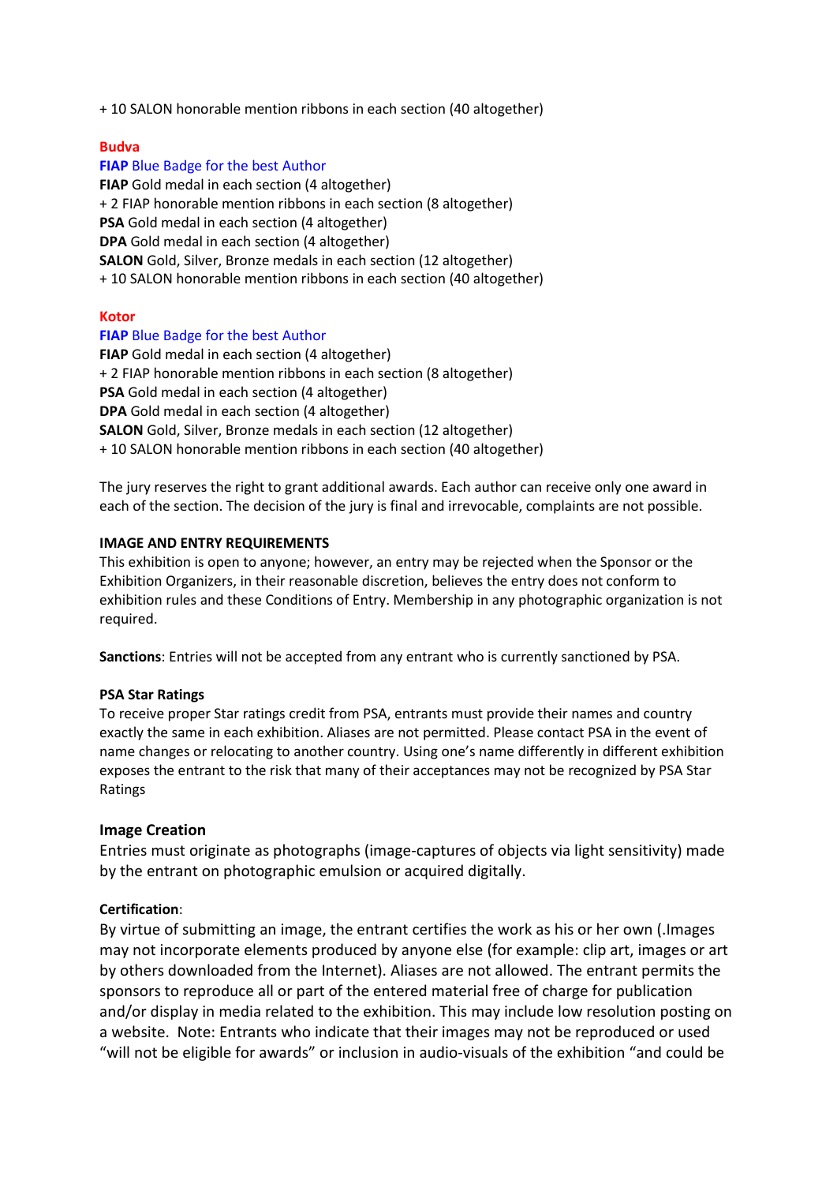+ 10 SALON honorable mention ribbons in each section (40 altogether)

**Budva**

**FIAP** Blue Badge for the best Author
**FIAP** Gold medal in each section (4 altogether)
+ 2 FIAP honorable mention ribbons in each section (8 altogether)
**PSA** Gold medal in each section (4 altogether)
**DPA** Gold medal in each section (4 altogether)
**SALON** Gold, Silver, Bronze medals in each section (12 altogether)
+ 10 SALON honorable mention ribbons in each section (40 altogether)

**Kotor**

**FIAP** Blue Badge for the best Author
**FIAP** Gold medal in each section (4 altogether)
+ 2 FIAP honorable mention ribbons in each section (8 altogether)
**PSA** Gold medal in each section (4 altogether)
**DPA** Gold medal in each section (4 altogether)
**SALON** Gold, Silver, Bronze medals in each section (12 altogether)
+ 10 SALON honorable mention ribbons in each section (40 altogether)

The jury reserves the right to grant additional awards. Each author can receive only one award in each of the section. The decision of the jury is final and irrevocable, complaints are not possible.

**IMAGE AND ENTRY REQUIREMENTS**

This exhibition is open to anyone; however, an entry may be rejected when the Sponsor or the Exhibition Organizers, in their reasonable discretion, believes the entry does not conform to exhibition rules and these Conditions of Entry. Membership in any photographic organization is not required.

**Sanctions**: Entries will not be accepted from any entrant who is currently sanctioned by PSA.

**PSA Star Ratings**

To receive proper Star ratings credit from PSA, entrants must provide their names and country exactly the same in each exhibition. Aliases are not permitted. Please contact PSA in the event of name changes or relocating to another country. Using one's name differently in different exhibition exposes the entrant to the risk that many of their acceptances may not be recognized by PSA Star Ratings

**Image Creation**

Entries must originate as photographs (image-captures of objects via light sensitivity) made by the entrant on photographic emulsion or acquired digitally.

**Certification**:

By virtue of submitting an image, the entrant certifies the work as his or her own (.Images may not incorporate elements produced by anyone else (for example: clip art, images or art by others downloaded from the Internet). Aliases are not allowed. The entrant permits the sponsors to reproduce all or part of the entered material free of charge for publication and/or display in media related to the exhibition. This may include low resolution posting on a website. Note: Entrants who indicate that their images may not be reproduced or used "will not be eligible for awards" or inclusion in audio-visuals of the exhibition "and could be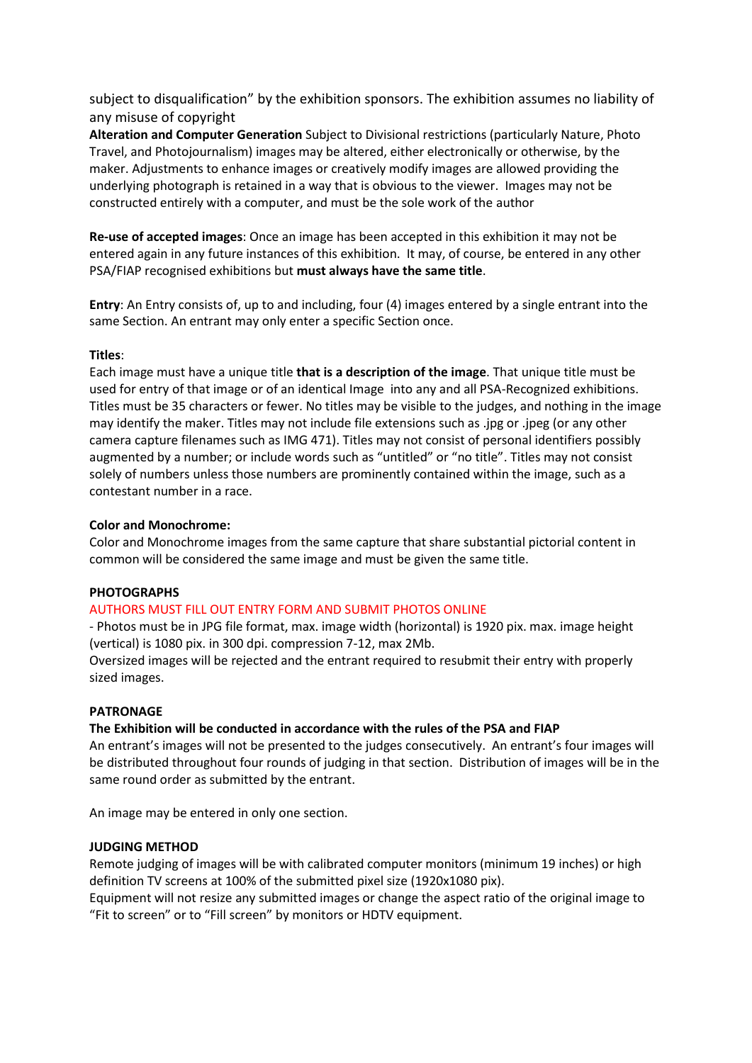subject to disqualification" by the exhibition sponsors. The exhibition assumes no liability of any misuse of copyright

**Alteration and Computer Generation** Subject to Divisional restrictions (particularly Nature, Photo Travel, and Photojournalism) images may be altered, either electronically or otherwise, by the maker. Adjustments to enhance images or creatively modify images are allowed providing the underlying photograph is retained in a way that is obvious to the viewer. Images may not be constructed entirely with a computer, and must be the sole work of the author

**Re-use of accepted images**: Once an image has been accepted in this exhibition it may not be entered again in any future instances of this exhibition. It may, of course, be entered in any other PSA/FIAP recognised exhibitions but **must always have the same title**.

**Entry**: An Entry consists of, up to and including, four (4) images entered by a single entrant into the same Section. An entrant may only enter a specific Section once.

**Titles**:

Each image must have a unique title **that is a description of the image**. That unique title must be used for entry of that image or of an identical Image into any and all PSA-Recognized exhibitions. Titles must be 35 characters or fewer. No titles may be visible to the judges, and nothing in the image may identify the maker. Titles may not include file extensions such as .jpg or .jpeg (or any other camera capture filenames such as IMG 471). Titles may not consist of personal identifiers possibly augmented by a number; or include words such as "untitled" or "no title". Titles may not consist solely of numbers unless those numbers are prominently contained within the image, such as a contestant number in a race.

**Color and Monochrome:**

Color and Monochrome images from the same capture that share substantial pictorial content in common will be considered the same image and must be given the same title.

**PHOTOGRAPHS**

AUTHORS MUST FILL OUT ENTRY FORM AND SUBMIT PHOTOS ONLINE

- Photos must be in JPG file format, max. image width (horizontal) is 1920 pix. max. image height (vertical) is 1080 pix. in 300 dpi. compression 7-12, max 2Mb.

Oversized images will be rejected and the entrant required to resubmit their entry with properly sized images.

**PATRONAGE**

**The Exhibition will be conducted in accordance with the rules of the PSA and FIAP**

An entrant's images will not be presented to the judges consecutively. An entrant's four images will be distributed throughout four rounds of judging in that section. Distribution of images will be in the same round order as submitted by the entrant.

An image may be entered in only one section.

**JUDGING METHOD**

Remote judging of images will be with calibrated computer monitors (minimum 19 inches) or high definition TV screens at 100% of the submitted pixel size (1920x1080 pix).

Equipment will not resize any submitted images or change the aspect ratio of the original image to "Fit to screen" or to "Fill screen" by monitors or HDTV equipment.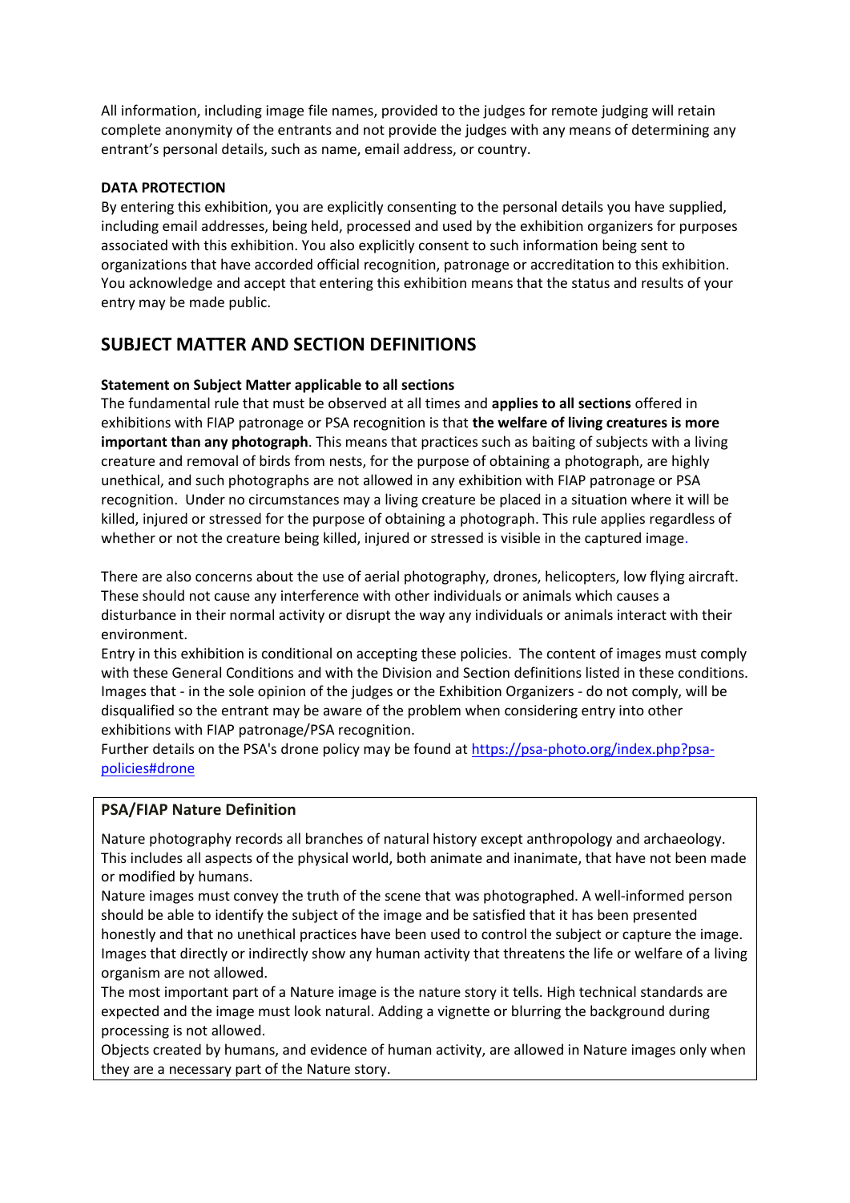All information, including image file names, provided to the judges for remote judging will retain complete anonymity of the entrants and not provide the judges with any means of determining any entrant's personal details, such as name, email address, or country.

**DATA PROTECTION**

By entering this exhibition, you are explicitly consenting to the personal details you have supplied, including email addresses, being held, processed and used by the exhibition organizers for purposes associated with this exhibition. You also explicitly consent to such information being sent to organizations that have accorded official recognition, patronage or accreditation to this exhibition. You acknowledge and accept that entering this exhibition means that the status and results of your entry may be made public.

## SUBJECT MATTER AND SECTION DEFINITIONS

**Statement on Subject Matter applicable to all sections**

The fundamental rule that must be observed at all times and **applies to all sections** offered in exhibitions with FIAP patronage or PSA recognition is that **the welfare of living creatures is more important than any photograph**. This means that practices such as baiting of subjects with a living creature and removal of birds from nests, for the purpose of obtaining a photograph, are highly unethical, and such photographs are not allowed in any exhibition with FIAP patronage or PSA recognition. Under no circumstances may a living creature be placed in a situation where it will be killed, injured or stressed for the purpose of obtaining a photograph. This rule applies regardless of whether or not the creature being killed, injured or stressed is visible in the captured image.

There are also concerns about the use of aerial photography, drones, helicopters, low flying aircraft. These should not cause any interference with other individuals or animals which causes a disturbance in their normal activity or disrupt the way any individuals or animals interact with their environment.

Entry in this exhibition is conditional on accepting these policies. The content of images must comply with these General Conditions and with the Division and Section definitions listed in these conditions. Images that - in the sole opinion of the judges or the Exhibition Organizers - do not comply, will be disqualified so the entrant may be aware of the problem when considering entry into other exhibitions with FIAP patronage/PSA recognition.

Further details on the PSA's drone policy may be found at https://psa-photo.org/index.php?psa-policies#drone

**PSA/FIAP Nature Definition**

Nature photography records all branches of natural history except anthropology and archaeology. This includes all aspects of the physical world, both animate and inanimate, that have not been made or modified by humans.

Nature images must convey the truth of the scene that was photographed. A well-informed person should be able to identify the subject of the image and be satisfied that it has been presented honestly and that no unethical practices have been used to control the subject or capture the image. Images that directly or indirectly show any human activity that threatens the life or welfare of a living organism are not allowed.

The most important part of a Nature image is the nature story it tells. High technical standards are expected and the image must look natural. Adding a vignette or blurring the background during processing is not allowed.

Objects created by humans, and evidence of human activity, are allowed in Nature images only when they are a necessary part of the Nature story.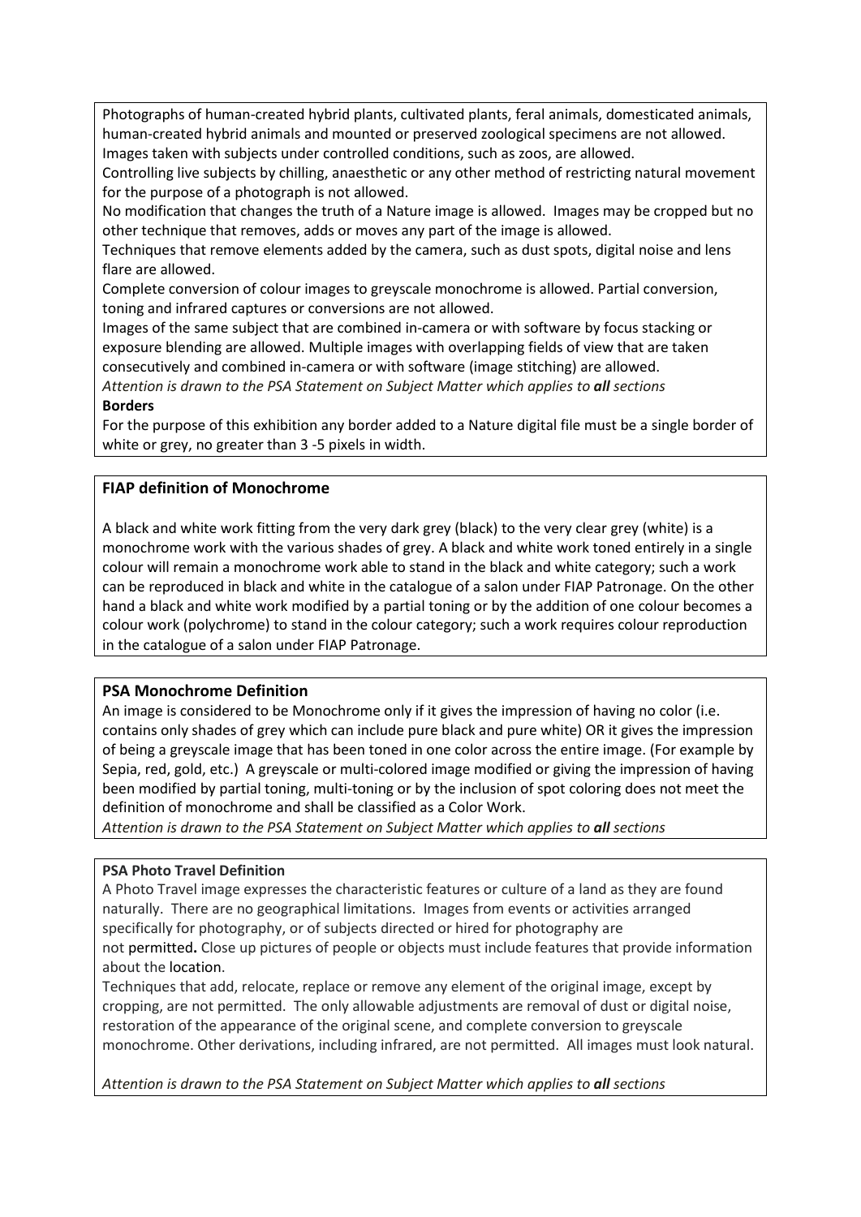Photographs of human-created hybrid plants, cultivated plants, feral animals, domesticated animals, human-created hybrid animals and mounted or preserved zoological specimens are not allowed. Images taken with subjects under controlled conditions, such as zoos, are allowed.
Controlling live subjects by chilling, anaesthetic or any other method of restricting natural movement for the purpose of a photograph is not allowed.
No modification that changes the truth of a Nature image is allowed. Images may be cropped but no other technique that removes, adds or moves any part of the image is allowed.
Techniques that remove elements added by the camera, such as dust spots, digital noise and lens flare are allowed.
Complete conversion of colour images to greyscale monochrome is allowed. Partial conversion, toning and infrared captures or conversions are not allowed.
Images of the same subject that are combined in-camera or with software by focus stacking or exposure blending are allowed. Multiple images with overlapping fields of view that are taken consecutively and combined in-camera or with software (image stitching) are allowed.
*Attention is drawn to the PSA Statement on Subject Matter which applies to **all** sections*

**Borders**

For the purpose of this exhibition any border added to a Nature digital file must be a single border of white or grey, no greater than 3 -5 pixels in width.

### FIAP definition of Monochrome

A black and white work fitting from the very dark grey (black) to the very clear grey (white) is a monochrome work with the various shades of grey. A black and white work toned entirely in a single colour will remain a monochrome work able to stand in the black and white category; such a work can be reproduced in black and white in the catalogue of a salon under FIAP Patronage. On the other hand a black and white work modified by a partial toning or by the addition of one colour becomes a colour work (polychrome) to stand in the colour category; such a work requires colour reproduction in the catalogue of a salon under FIAP Patronage.

### PSA Monochrome Definition

An image is considered to be Monochrome only if it gives the impression of having no color (i.e. contains only shades of grey which can include pure black and pure white) OR it gives the impression of being a greyscale image that has been toned in one color across the entire image. (For example by Sepia, red, gold, etc.) A greyscale or multi-colored image modified or giving the impression of having been modified by partial toning, multi-toning or by the inclusion of spot coloring does not meet the definition of monochrome and shall be classified as a Color Work.
*Attention is drawn to the PSA Statement on Subject Matter which applies to **all** sections*

**PSA Photo Travel Definition**

A Photo Travel image expresses the characteristic features or culture of a land as they are found naturally. There are no geographical limitations. Images from events or activities arranged specifically for photography, or of subjects directed or hired for photography are not permitted**.** Close up pictures of people or objects must include features that provide information about the location.
Techniques that add, relocate, replace or remove any element of the original image, except by cropping, are not permitted. The only allowable adjustments are removal of dust or digital noise, restoration of the appearance of the original scene, and complete conversion to greyscale monochrome. Other derivations, including infrared, are not permitted. All images must look natural.

*Attention is drawn to the PSA Statement on Subject Matter which applies to **all** sections*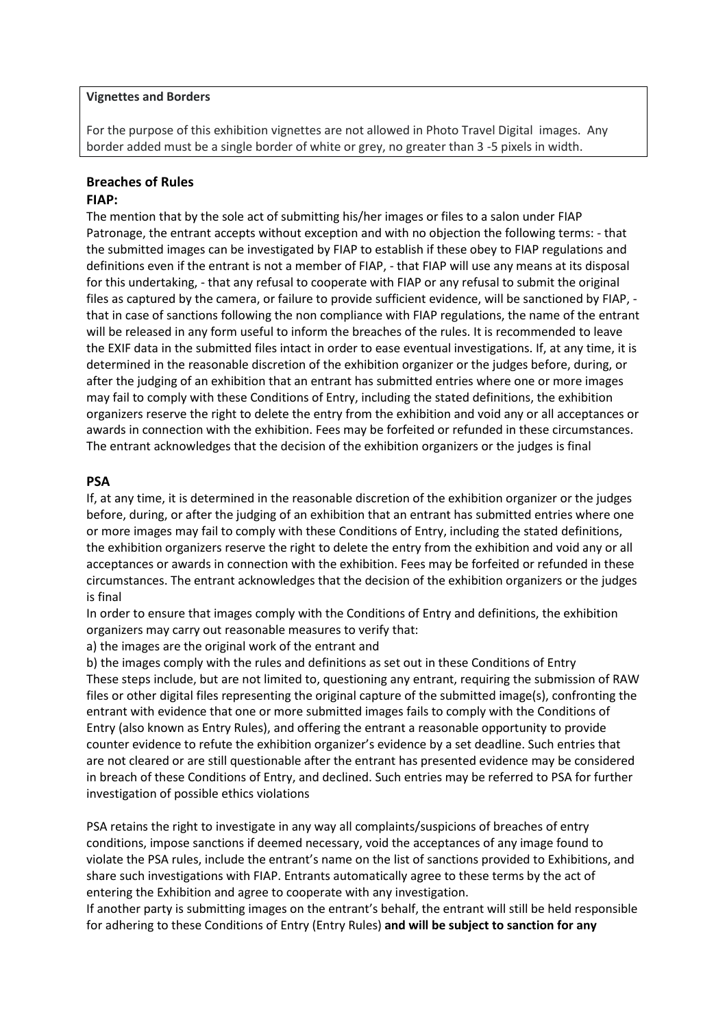**Vignettes and Borders**

For the purpose of this exhibition vignettes are not allowed in Photo Travel Digital images. Any border added must be a single border of white or grey, no greater than 3 -5 pixels in width.

## Breaches of Rules

### FIAP:

The mention that by the sole act of submitting his/her images or files to a salon under FIAP Patronage, the entrant accepts without exception and with no objection the following terms: - that the submitted images can be investigated by FIAP to establish if these obey to FIAP regulations and definitions even if the entrant is not a member of FIAP, - that FIAP will use any means at its disposal for this undertaking, - that any refusal to cooperate with FIAP or any refusal to submit the original files as captured by the camera, or failure to provide sufficient evidence, will be sanctioned by FIAP, - that in case of sanctions following the non compliance with FIAP regulations, the name of the entrant will be released in any form useful to inform the breaches of the rules. It is recommended to leave the EXIF data in the submitted files intact in order to ease eventual investigations. If, at any time, it is determined in the reasonable discretion of the exhibition organizer or the judges before, during, or after the judging of an exhibition that an entrant has submitted entries where one or more images may fail to comply with these Conditions of Entry, including the stated definitions, the exhibition organizers reserve the right to delete the entry from the exhibition and void any or all acceptances or awards in connection with the exhibition. Fees may be forfeited or refunded in these circumstances. The entrant acknowledges that the decision of the exhibition organizers or the judges is final

### PSA

If, at any time, it is determined in the reasonable discretion of the exhibition organizer or the judges before, during, or after the judging of an exhibition that an entrant has submitted entries where one or more images may fail to comply with these Conditions of Entry, including the stated definitions, the exhibition organizers reserve the right to delete the entry from the exhibition and void any or all acceptances or awards in connection with the exhibition. Fees may be forfeited or refunded in these circumstances. The entrant acknowledges that the decision of the exhibition organizers or the judges is final

In order to ensure that images comply with the Conditions of Entry and definitions, the exhibition organizers may carry out reasonable measures to verify that:

a) the images are the original work of the entrant and

b) the images comply with the rules and definitions as set out in these Conditions of Entry

These steps include, but are not limited to, questioning any entrant, requiring the submission of RAW files or other digital files representing the original capture of the submitted image(s), confronting the entrant with evidence that one or more submitted images fails to comply with the Conditions of Entry (also known as Entry Rules), and offering the entrant a reasonable opportunity to provide counter evidence to refute the exhibition organizer's evidence by a set deadline. Such entries that are not cleared or are still questionable after the entrant has presented evidence may be considered in breach of these Conditions of Entry, and declined. Such entries may be referred to PSA for further investigation of possible ethics violations

PSA retains the right to investigate in any way all complaints/suspicions of breaches of entry conditions, impose sanctions if deemed necessary, void the acceptances of any image found to violate the PSA rules, include the entrant's name on the list of sanctions provided to Exhibitions, and share such investigations with FIAP. Entrants automatically agree to these terms by the act of entering the Exhibition and agree to cooperate with any investigation.

If another party is submitting images on the entrant's behalf, the entrant will still be held responsible for adhering to these Conditions of Entry (Entry Rules) **and will be subject to sanction for any**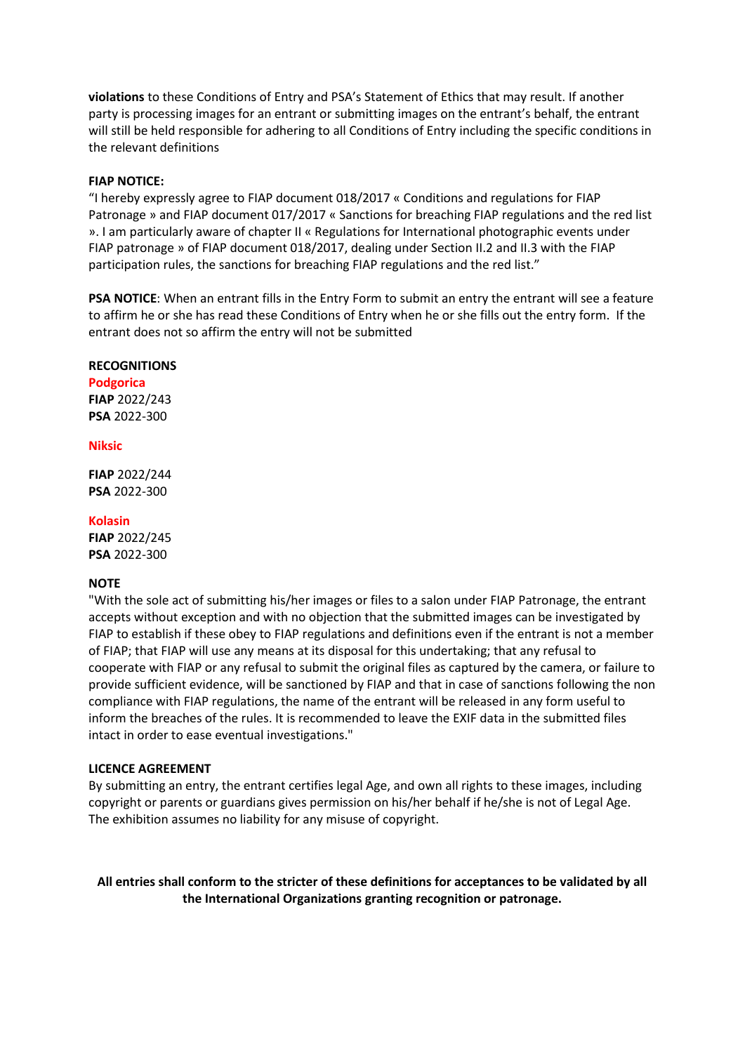**violations** to these Conditions of Entry and PSA's Statement of Ethics that may result. If another party is processing images for an entrant or submitting images on the entrant's behalf, the entrant will still be held responsible for adhering to all Conditions of Entry including the specific conditions in the relevant definitions

**FIAP NOTICE:**
"I hereby expressly agree to FIAP document 018/2017 « Conditions and regulations for FIAP Patronage » and FIAP document 017/2017 « Sanctions for breaching FIAP regulations and the red list ». I am particularly aware of chapter II « Regulations for International photographic events under FIAP patronage » of FIAP document 018/2017, dealing under Section II.2 and II.3 with the FIAP participation rules, the sanctions for breaching FIAP regulations and the red list."

**PSA NOTICE**: When an entrant fills in the Entry Form to submit an entry the entrant will see a feature to affirm he or she has read these Conditions of Entry when he or she fills out the entry form. If the entrant does not so affirm the entry will not be submitted

**RECOGNITIONS**

**Podgorica**
**FIAP** 2022/243
**PSA** 2022-300

**Niksic**

**FIAP** 2022/244
**PSA** 2022-300

**Kolasin**
**FIAP** 2022/245
**PSA** 2022-300

**NOTE**
"With the sole act of submitting his/her images or files to a salon under FIAP Patronage, the entrant accepts without exception and with no objection that the submitted images can be investigated by FIAP to establish if these obey to FIAP regulations and definitions even if the entrant is not a member of FIAP; that FIAP will use any means at its disposal for this undertaking; that any refusal to cooperate with FIAP or any refusal to submit the original files as captured by the camera, or failure to provide sufficient evidence, will be sanctioned by FIAP and that in case of sanctions following the non compliance with FIAP regulations, the name of the entrant will be released in any form useful to inform the breaches of the rules. It is recommended to leave the EXIF data in the submitted files intact in order to ease eventual investigations."

**LICENCE AGREEMENT**
By submitting an entry, the entrant certifies legal Age, and own all rights to these images, including copyright or parents or guardians gives permission on his/her behalf if he/she is not of Legal Age. The exhibition assumes no liability for any misuse of copyright.

**All entries shall conform to the stricter of these definitions for acceptances to be validated by all the International Organizations granting recognition or patronage.**